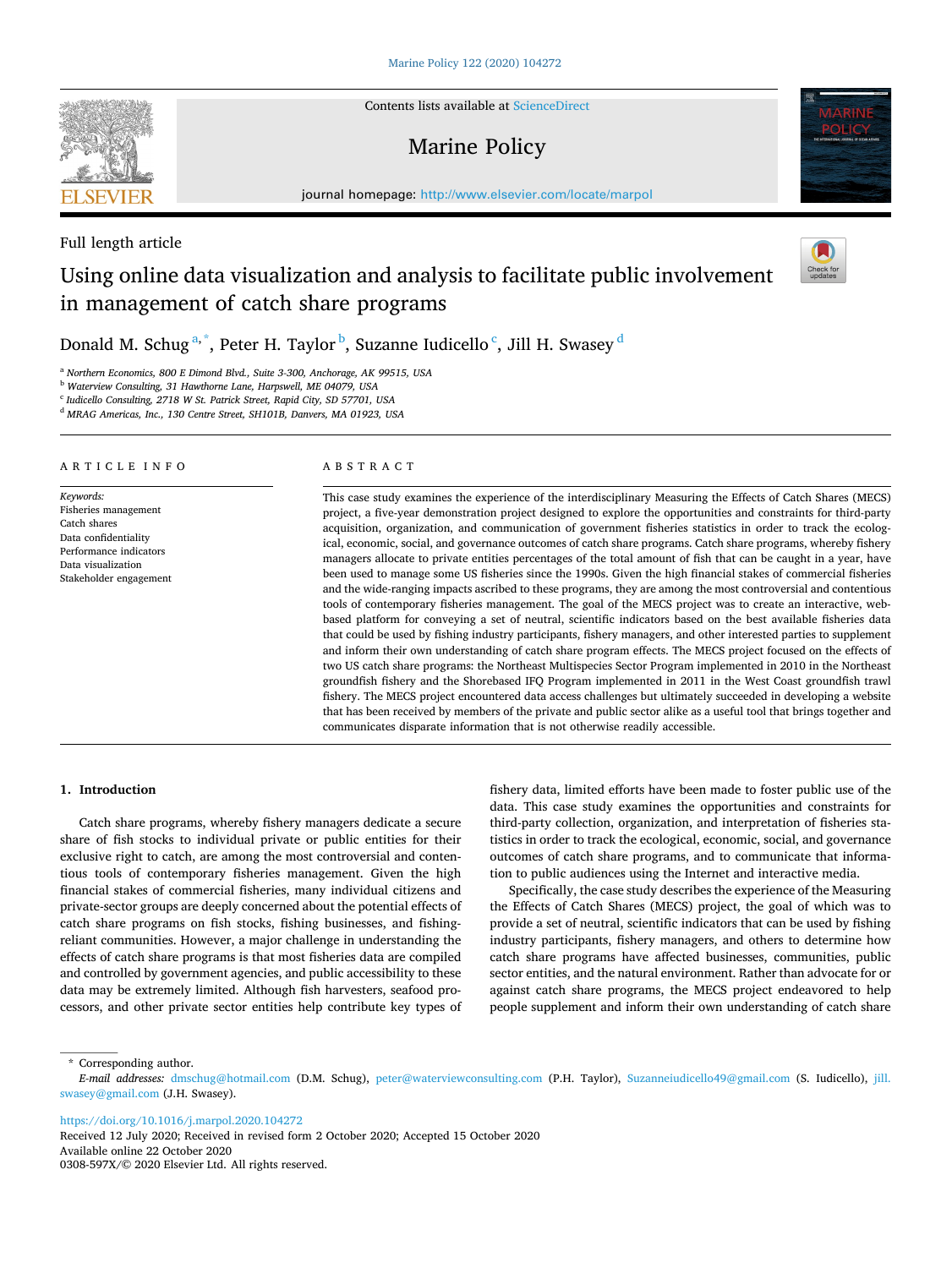Full length article

# Using online data visualization and analysis to facilitate public involvement in management of catch share programs

Donald M. Schug [a,*], Peter H. Taylor [b], Suzanne Iudicello [c], Jill H. Swasey [d]

[a] Northern Economics, 800 E Dimond Blvd., Suite 3-300, Anchorage, AK 99515, USA
[b] Waterview Consulting, 31 Hawthorne Lane, Harpswell, ME 04079, USA
[c] Iudicello Consulting, 2718 W St. Patrick Street, Rapid City, SD 57701, USA
[d] MRAG Americas, Inc., 130 Centre Street, SH101B, Danvers, MA 01923, USA

## ARTICLE INFO

*Keywords:*
Fisheries management
Catch shares
Data confidentiality
Performance indicators
Data visualization
Stakeholder engagement

## ABSTRACT

This case study examines the experience of the interdisciplinary Measuring the Effects of Catch Shares (MECS) project, a five-year demonstration project designed to explore the opportunities and constraints for third-party acquisition, organization, and communication of government fisheries statistics in order to track the ecological, economic, social, and governance outcomes of catch share programs. Catch share programs, whereby fishery managers allocate to private entities percentages of the total amount of fish that can be caught in a year, have been used to manage some US fisheries since the 1990s. Given the high financial stakes of commercial fisheries and the wide-ranging impacts ascribed to these programs, they are among the most controversial and contentious tools of contemporary fisheries management. The goal of the MECS project was to create an interactive, web-based platform for conveying a set of neutral, scientific indicators based on the best available fisheries data that could be used by fishing industry participants, fishery managers, and other interested parties to supplement and inform their own understanding of catch share program effects. The MECS project focused on the effects of two US catch share programs: the Northeast Multispecies Sector Program implemented in 2010 in the Northeast groundfish fishery and the Shorebased IFQ Program implemented in 2011 in the West Coast groundfish trawl fishery. The MECS project encountered data access challenges but ultimately succeeded in developing a website that has been received by members of the private and public sector alike as a useful tool that brings together and communicates disparate information that is not otherwise readily accessible.

## 1. Introduction

Catch share programs, whereby fishery managers dedicate a secure share of fish stocks to individual private or public entities for their exclusive right to catch, are among the most controversial and contentious tools of contemporary fisheries management. Given the high financial stakes of commercial fisheries, many individual citizens and private-sector groups are deeply concerned about the potential effects of catch share programs on fish stocks, fishing businesses, and fishing-reliant communities. However, a major challenge in understanding the effects of catch share programs is that most fisheries data are compiled and controlled by government agencies, and public accessibility to these data may be extremely limited. Although fish harvesters, seafood processors, and other private sector entities help contribute key types of fishery data, limited efforts have been made to foster public use of the data. This case study examines the opportunities and constraints for third-party collection, organization, and interpretation of fisheries statistics in order to track the ecological, economic, social, and governance outcomes of catch share programs, and to communicate that information to public audiences using the Internet and interactive media.

Specifically, the case study describes the experience of the Measuring the Effects of Catch Shares (MECS) project, the goal of which was to provide a set of neutral, scientific indicators that can be used by fishing industry participants, fishery managers, and others to determine how catch share programs have affected businesses, communities, public sector entities, and the natural environment. Rather than advocate for or against catch share programs, the MECS project endeavored to help people supplement and inform their own understanding of catch share

* Corresponding author.
*E-mail addresses:* dmschug@hotmail.com (D.M. Schug), peter@waterviewconsulting.com (P.H. Taylor), Suzanneiudicello49@gmail.com (S. Iudicello), jill.swasey@gmail.com (J.H. Swasey).

https://doi.org/10.1016/j.marpol.2020.104272
Received 12 July 2020; Received in revised form 2 October 2020; Accepted 15 October 2020
Available online 22 October 2020
0308-597X/© 2020 Elsevier Ltd. All rights reserved.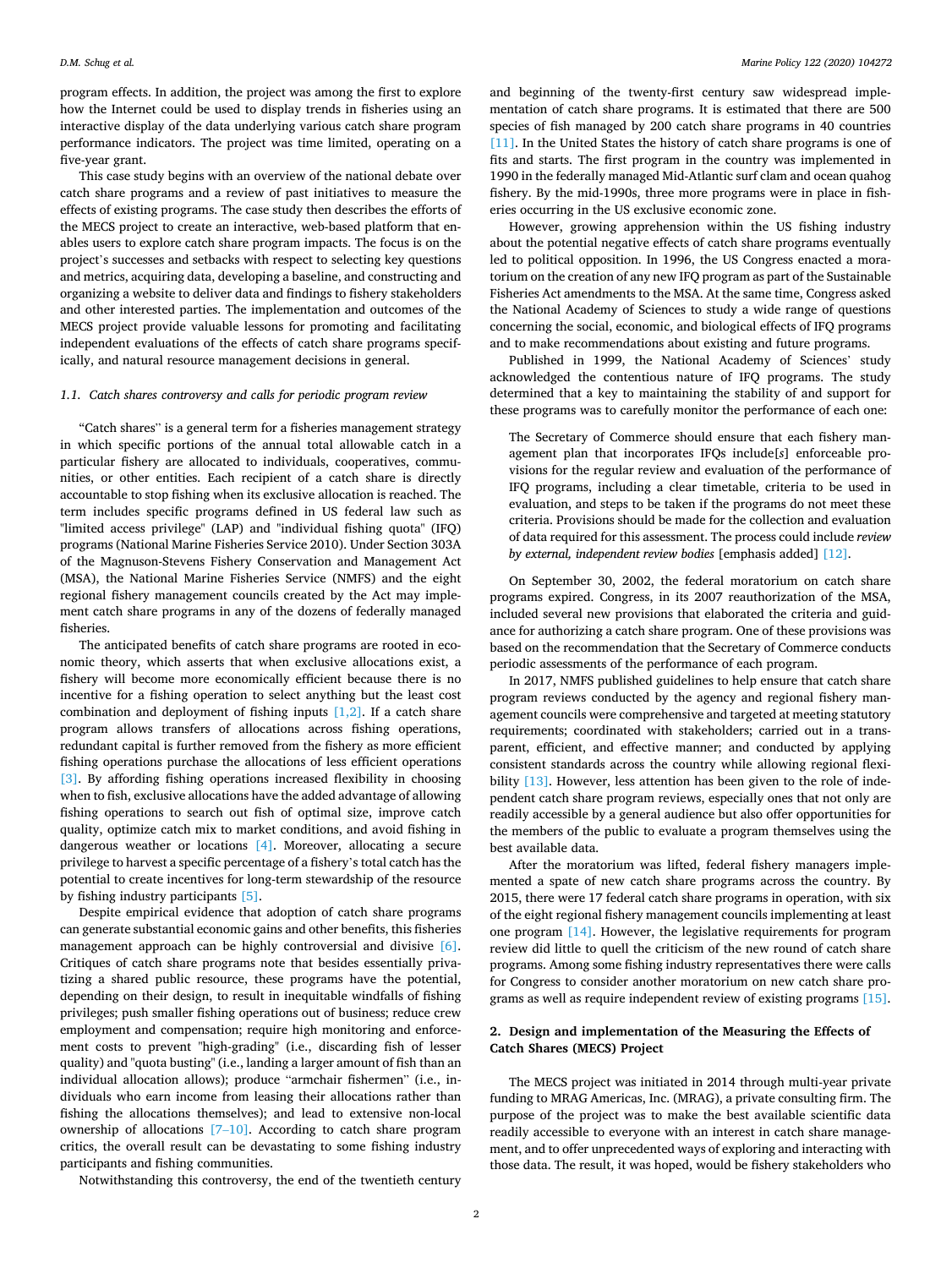program effects. In addition, the project was among the first to explore how the Internet could be used to display trends in fisheries using an interactive display of the data underlying various catch share program performance indicators. The project was time limited, operating on a five-year grant.

This case study begins with an overview of the national debate over catch share programs and a review of past initiatives to measure the effects of existing programs. The case study then describes the efforts of the MECS project to create an interactive, web-based platform that enables users to explore catch share program impacts. The focus is on the project's successes and setbacks with respect to selecting key questions and metrics, acquiring data, developing a baseline, and constructing and organizing a website to deliver data and findings to fishery stakeholders and other interested parties. The implementation and outcomes of the MECS project provide valuable lessons for promoting and facilitating independent evaluations of the effects of catch share programs specifically, and natural resource management decisions in general.

### 1.1. Catch shares controversy and calls for periodic program review

"Catch shares" is a general term for a fisheries management strategy in which specific portions of the annual total allowable catch in a particular fishery are allocated to individuals, cooperatives, communities, or other entities. Each recipient of a catch share is directly accountable to stop fishing when its exclusive allocation is reached. The term includes specific programs defined in US federal law such as "limited access privilege" (LAP) and "individual fishing quota" (IFQ) programs (National Marine Fisheries Service 2010). Under Section 303A of the Magnuson-Stevens Fishery Conservation and Management Act (MSA), the National Marine Fisheries Service (NMFS) and the eight regional fishery management councils created by the Act may implement catch share programs in any of the dozens of federally managed fisheries.

The anticipated benefits of catch share programs are rooted in economic theory, which asserts that when exclusive allocations exist, a fishery will become more economically efficient because there is no incentive for a fishing operation to select anything but the least cost combination and deployment of fishing inputs [1,2]. If a catch share program allows transfers of allocations across fishing operations, redundant capital is further removed from the fishery as more efficient fishing operations purchase the allocations of less efficient operations [3]. By affording fishing operations increased flexibility in choosing when to fish, exclusive allocations have the added advantage of allowing fishing operations to search out fish of optimal size, improve catch quality, optimize catch mix to market conditions, and avoid fishing in dangerous weather or locations [4]. Moreover, allocating a secure privilege to harvest a specific percentage of a fishery's total catch has the potential to create incentives for long-term stewardship of the resource by fishing industry participants [5].

Despite empirical evidence that adoption of catch share programs can generate substantial economic gains and other benefits, this fisheries management approach can be highly controversial and divisive [6]. Critiques of catch share programs note that besides essentially privatizing a shared public resource, these programs have the potential, depending on their design, to result in inequitable windfalls of fishing privileges; push smaller fishing operations out of business; reduce crew employment and compensation; require high monitoring and enforcement costs to prevent "high-grading" (i.e., discarding fish of lesser quality) and "quota busting" (i.e., landing a larger amount of fish than an individual allocation allows); produce "armchair fishermen" (i.e., individuals who earn income from leasing their allocations rather than fishing the allocations themselves); and lead to extensive non-local ownership of allocations [7–10]. According to catch share program critics, the overall result can be devastating to some fishing industry participants and fishing communities.

Notwithstanding this controversy, the end of the twentieth century and beginning of the twenty-first century saw widespread implementation of catch share programs. It is estimated that there are 500 species of fish managed by 200 catch share programs in 40 countries [11]. In the United States the history of catch share programs is one of fits and starts. The first program in the country was implemented in 1990 in the federally managed Mid-Atlantic surf clam and ocean quahog fishery. By the mid-1990s, three more programs were in place in fisheries occurring in the US exclusive economic zone.

However, growing apprehension within the US fishing industry about the potential negative effects of catch share programs eventually led to political opposition. In 1996, the US Congress enacted a moratorium on the creation of any new IFQ program as part of the Sustainable Fisheries Act amendments to the MSA. At the same time, Congress asked the National Academy of Sciences to study a wide range of questions concerning the social, economic, and biological effects of IFQ programs and to make recommendations about existing and future programs.

Published in 1999, the National Academy of Sciences' study acknowledged the contentious nature of IFQ programs. The study determined that a key to maintaining the stability of and support for these programs was to carefully monitor the performance of each one:

> The Secretary of Commerce should ensure that each fishery management plan that incorporates IFQs include[*s*] enforceable provisions for the regular review and evaluation of the performance of IFQ programs, including a clear timetable, criteria to be used in evaluation, and steps to be taken if the programs do not meet these criteria. Provisions should be made for the collection and evaluation of data required for this assessment. The process could include *review by external, independent review bodies* [emphasis added] [12].

On September 30, 2002, the federal moratorium on catch share programs expired. Congress, in its 2007 reauthorization of the MSA, included several new provisions that elaborated the criteria and guidance for authorizing a catch share program. One of these provisions was based on the recommendation that the Secretary of Commerce conducts periodic assessments of the performance of each program.

In 2017, NMFS published guidelines to help ensure that catch share program reviews conducted by the agency and regional fishery management councils were comprehensive and targeted at meeting statutory requirements; coordinated with stakeholders; carried out in a transparent, efficient, and effective manner; and conducted by applying consistent standards across the country while allowing regional flexibility [13]. However, less attention has been given to the role of independent catch share program reviews, especially ones that not only are readily accessible by a general audience but also offer opportunities for the members of the public to evaluate a program themselves using the best available data.

After the moratorium was lifted, federal fishery managers implemented a spate of new catch share programs across the country. By 2015, there were 17 federal catch share programs in operation, with six of the eight regional fishery management councils implementing at least one program [14]. However, the legislative requirements for program review did little to quell the criticism of the new round of catch share programs. Among some fishing industry representatives there were calls for Congress to consider another moratorium on new catch share programs as well as require independent review of existing programs [15].

## 2. Design and implementation of the Measuring the Effects of Catch Shares (MECS) Project

The MECS project was initiated in 2014 through multi-year private funding to MRAG Americas, Inc. (MRAG), a private consulting firm. The purpose of the project was to make the best available scientific data readily accessible to everyone with an interest in catch share management, and to offer unprecedented ways of exploring and interacting with those data. The result, it was hoped, would be fishery stakeholders who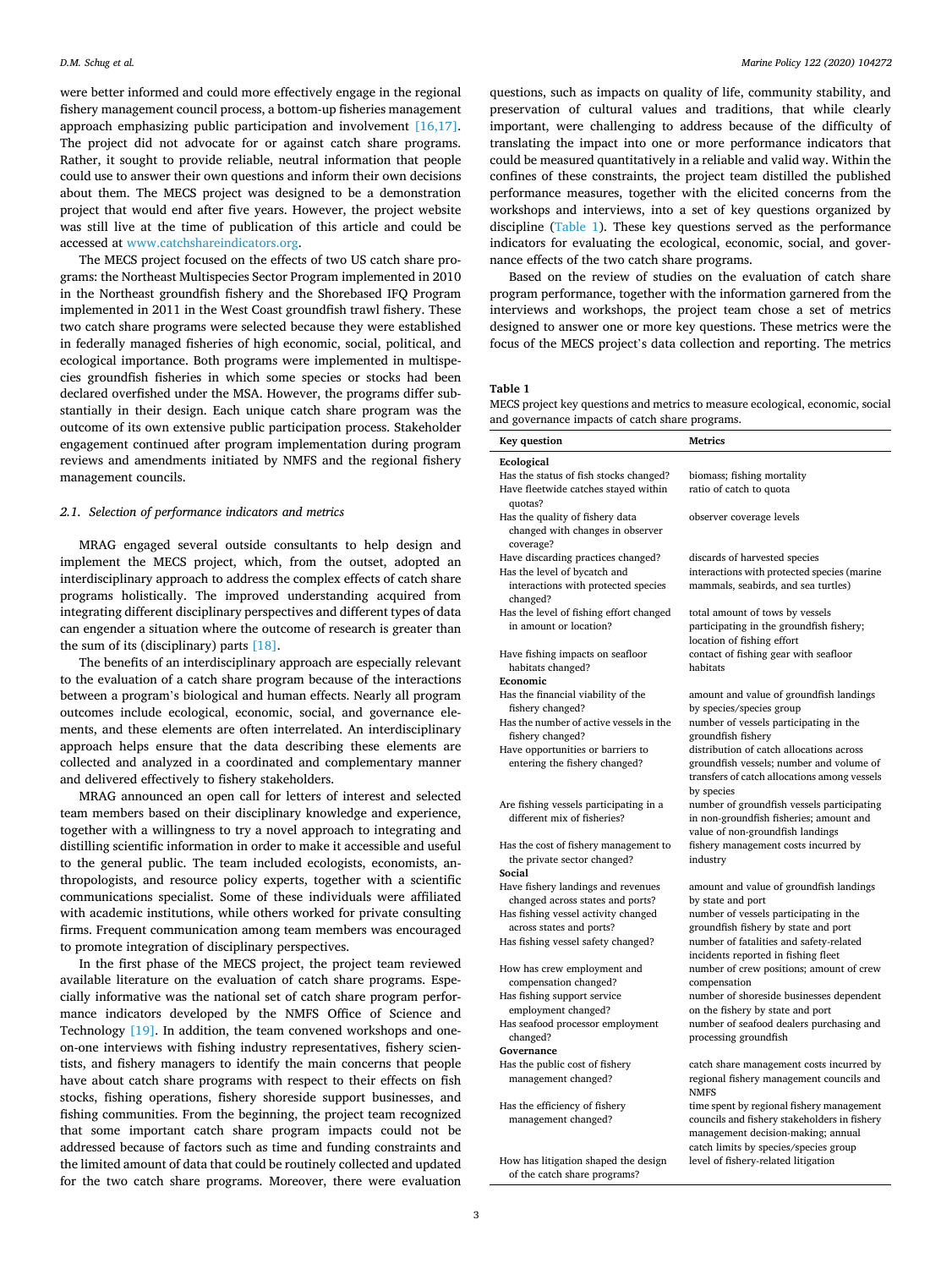were better informed and could more effectively engage in the regional fishery management council process, a bottom-up fisheries management approach emphasizing public participation and involvement [16,17]. The project did not advocate for or against catch share programs. Rather, it sought to provide reliable, neutral information that people could use to answer their own questions and inform their own decisions about them. The MECS project was designed to be a demonstration project that would end after five years. However, the project website was still live at the time of publication of this article and could be accessed at www.catchshareindicators.org.

The MECS project focused on the effects of two US catch share programs: the Northeast Multispecies Sector Program implemented in 2010 in the Northeast groundfish fishery and the Shorebased IFQ Program implemented in 2011 in the West Coast groundfish trawl fishery. These two catch share programs were selected because they were established in federally managed fisheries of high economic, social, political, and ecological importance. Both programs were implemented in multispecies groundfish fisheries in which some species or stocks had been declared overfished under the MSA. However, the programs differ substantially in their design. Each unique catch share program was the outcome of its own extensive public participation process. Stakeholder engagement continued after program implementation during program reviews and amendments initiated by NMFS and the regional fishery management councils.

### 2.1. Selection of performance indicators and metrics

MRAG engaged several outside consultants to help design and implement the MECS project, which, from the outset, adopted an interdisciplinary approach to address the complex effects of catch share programs holistically. The improved understanding acquired from integrating different disciplinary perspectives and different types of data can engender a situation where the outcome of research is greater than the sum of its (disciplinary) parts [18].

The benefits of an interdisciplinary approach are especially relevant to the evaluation of a catch share program because of the interactions between a program's biological and human effects. Nearly all program outcomes include ecological, economic, social, and governance elements, and these elements are often interrelated. An interdisciplinary approach helps ensure that the data describing these elements are collected and analyzed in a coordinated and complementary manner and delivered effectively to fishery stakeholders.

MRAG announced an open call for letters of interest and selected team members based on their disciplinary knowledge and experience, together with a willingness to try a novel approach to integrating and distilling scientific information in order to make it accessible and useful to the general public. The team included ecologists, economists, anthropologists, and resource policy experts, together with a scientific communications specialist. Some of these individuals were affiliated with academic institutions, while others worked for private consulting firms. Frequent communication among team members was encouraged to promote integration of disciplinary perspectives.

In the first phase of the MECS project, the project team reviewed available literature on the evaluation of catch share programs. Especially informative was the national set of catch share program performance indicators developed by the NMFS Office of Science and Technology [19]. In addition, the team convened workshops and one-on-one interviews with fishing industry representatives, fishery scientists, and fishery managers to identify the main concerns that people have about catch share programs with respect to their effects on fish stocks, fishing operations, fishery shoreside support businesses, and fishing communities. From the beginning, the project team recognized that some important catch share program impacts could not be addressed because of factors such as time and funding constraints and the limited amount of data that could be routinely collected and updated for the two catch share programs. Moreover, there were evaluation questions, such as impacts on quality of life, community stability, and preservation of cultural values and traditions, that while clearly important, were challenging to address because of the difficulty of translating the impact into one or more performance indicators that could be measured quantitatively in a reliable and valid way. Within the confines of these constraints, the project team distilled the published performance measures, together with the elicited concerns from the workshops and interviews, into a set of key questions organized by discipline (Table 1). These key questions served as the performance indicators for evaluating the ecological, economic, social, and governance effects of the two catch share programs.

Based on the review of studies on the evaluation of catch share program performance, together with the information garnered from the interviews and workshops, the project team chose a set of metrics designed to answer one or more key questions. These metrics were the focus of the MECS project's data collection and reporting. The metrics

**Table 1**
MECS project key questions and metrics to measure ecological, economic, social and governance impacts of catch share programs.

| Key question | Metrics |
|---|---|
| **Ecological** | |
| Has the status of fish stocks changed? | biomass; fishing mortality |
| Have fleetwide catches stayed within quotas? | ratio of catch to quota |
| Has the quality of fishery data changed with changes in observer coverage? | observer coverage levels |
| Have discarding practices changed? | discards of harvested species |
| Has the level of bycatch and interactions with protected species changed? | interactions with protected species (marine mammals, seabirds, and sea turtles) |
| Has the level of fishing effort changed in amount or location? | total amount of tows by vessels participating in the groundfish fishery; location of fishing effort |
| Have fishing impacts on seafloor habitats changed? | contact of fishing gear with seafloor habitats |
| **Economic** | |
| Has the financial viability of the fishery changed? | amount and value of groundfish landings by species/species group |
| Has the number of active vessels in the fishery changed? | number of vessels participating in the groundfish fishery |
| Have opportunities or barriers to entering the fishery changed? | distribution of catch allocations across groundfish vessels; number and volume of transfers of catch allocations among vessels by species |
| Are fishing vessels participating in a different mix of fisheries? | number of groundfish vessels participating in non-groundfish fisheries; amount and value of non-groundfish landings |
| Has the cost of fishery management to the private sector changed? | fishery management costs incurred by industry |
| **Social** | |
| Have fishery landings and revenues changed across states and ports? | amount and value of groundfish landings by state and port |
| Has fishing vessel activity changed across states and ports? | number of vessels participating in the groundfish fishery by state and port |
| Has fishing vessel safety changed? | number of fatalities and safety-related incidents reported in fishing fleet |
| How has crew employment and compensation changed? | number of crew positions; amount of crew compensation |
| Has fishing support service employment changed? | number of shoreside businesses dependent on the fishery by state and port |
| Has seafood processor employment changed? | number of seafood dealers purchasing and processing groundfish |
| **Governance** | |
| Has the public cost of fishery management changed? | catch share management costs incurred by regional fishery management councils and NMFS |
| Has the efficiency of fishery management changed? | time spent by regional fishery management councils and fishery stakeholders in fishery management decision-making; annual catch limits by species/species group |
| How has litigation shaped the design of the catch share programs? | level of fishery-related litigation |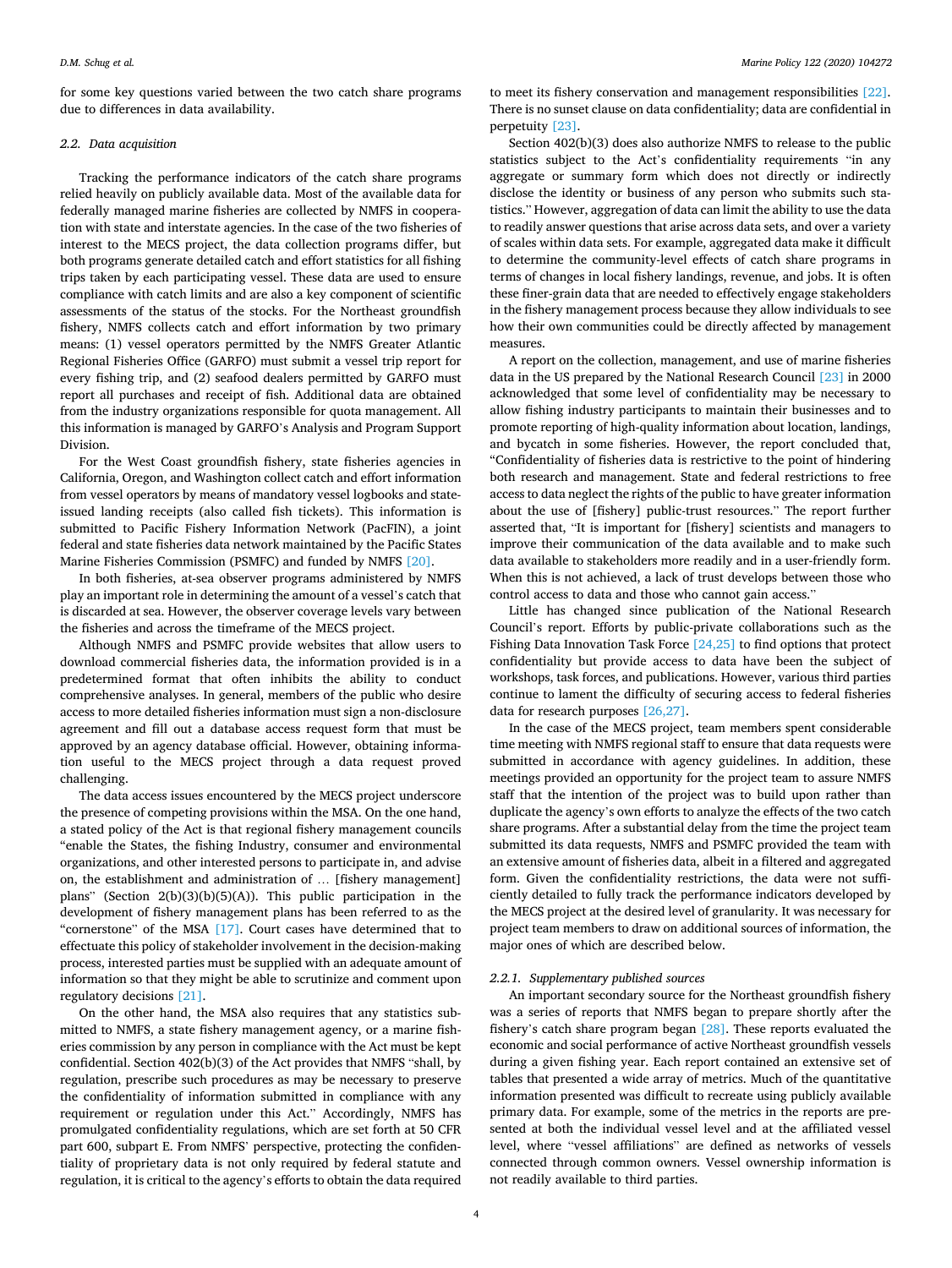for some key questions varied between the two catch share programs due to differences in data availability.

### 2.2. Data acquisition

Tracking the performance indicators of the catch share programs relied heavily on publicly available data. Most of the available data for federally managed marine fisheries are collected by NMFS in cooperation with state and interstate agencies. In the case of the two fisheries of interest to the MECS project, the data collection programs differ, but both programs generate detailed catch and effort statistics for all fishing trips taken by each participating vessel. These data are used to ensure compliance with catch limits and are also a key component of scientific assessments of the status of the stocks. For the Northeast groundfish fishery, NMFS collects catch and effort information by two primary means: (1) vessel operators permitted by the NMFS Greater Atlantic Regional Fisheries Office (GARFO) must submit a vessel trip report for every fishing trip, and (2) seafood dealers permitted by GARFO must report all purchases and receipt of fish. Additional data are obtained from the industry organizations responsible for quota management. All this information is managed by GARFO's Analysis and Program Support Division.

For the West Coast groundfish fishery, state fisheries agencies in California, Oregon, and Washington collect catch and effort information from vessel operators by means of mandatory vessel logbooks and state-issued landing receipts (also called fish tickets). This information is submitted to Pacific Fishery Information Network (PacFIN), a joint federal and state fisheries data network maintained by the Pacific States Marine Fisheries Commission (PSMFC) and funded by NMFS [20].

In both fisheries, at-sea observer programs administered by NMFS play an important role in determining the amount of a vessel's catch that is discarded at sea. However, the observer coverage levels vary between the fisheries and across the timeframe of the MECS project.

Although NMFS and PSMFC provide websites that allow users to download commercial fisheries data, the information provided is in a predetermined format that often inhibits the ability to conduct comprehensive analyses. In general, members of the public who desire access to more detailed fisheries information must sign a non-disclosure agreement and fill out a database access request form that must be approved by an agency database official. However, obtaining information useful to the MECS project through a data request proved challenging.

The data access issues encountered by the MECS project underscore the presence of competing provisions within the MSA. On the one hand, a stated policy of the Act is that regional fishery management councils "enable the States, the fishing Industry, consumer and environmental organizations, and other interested persons to participate in, and advise on, the establishment and administration of … [fishery management] plans" (Section 2(b)(3)(b)(5)(A)). This public participation in the development of fishery management plans has been referred to as the "cornerstone" of the MSA [17]. Court cases have determined that to effectuate this policy of stakeholder involvement in the decision-making process, interested parties must be supplied with an adequate amount of information so that they might be able to scrutinize and comment upon regulatory decisions [21].

On the other hand, the MSA also requires that any statistics submitted to NMFS, a state fishery management agency, or a marine fisheries commission by any person in compliance with the Act must be kept confidential. Section 402(b)(3) of the Act provides that NMFS "shall, by regulation, prescribe such procedures as may be necessary to preserve the confidentiality of information submitted in compliance with any requirement or regulation under this Act." Accordingly, NMFS has promulgated confidentiality regulations, which are set forth at 50 CFR part 600, subpart E. From NMFS' perspective, protecting the confidentiality of proprietary data is not only required by federal statute and regulation, it is critical to the agency's efforts to obtain the data required to meet its fishery conservation and management responsibilities [22]. There is no sunset clause on data confidentiality; data are confidential in perpetuity [23].

Section 402(b)(3) does also authorize NMFS to release to the public statistics subject to the Act's confidentiality requirements "in any aggregate or summary form which does not directly or indirectly disclose the identity or business of any person who submits such statistics." However, aggregation of data can limit the ability to use the data to readily answer questions that arise across data sets, and over a variety of scales within data sets. For example, aggregated data make it difficult to determine the community-level effects of catch share programs in terms of changes in local fishery landings, revenue, and jobs. It is often these finer-grain data that are needed to effectively engage stakeholders in the fishery management process because they allow individuals to see how their own communities could be directly affected by management measures.

A report on the collection, management, and use of marine fisheries data in the US prepared by the National Research Council [23] in 2000 acknowledged that some level of confidentiality may be necessary to allow fishing industry participants to maintain their businesses and to promote reporting of high-quality information about location, landings, and bycatch in some fisheries. However, the report concluded that, "Confidentiality of fisheries data is restrictive to the point of hindering both research and management. State and federal restrictions to free access to data neglect the rights of the public to have greater information about the use of [fishery] public-trust resources." The report further asserted that, "It is important for [fishery] scientists and managers to improve their communication of the data available and to make such data available to stakeholders more readily and in a user-friendly form. When this is not achieved, a lack of trust develops between those who control access to data and those who cannot gain access."

Little has changed since publication of the National Research Council's report. Efforts by public-private collaborations such as the Fishing Data Innovation Task Force [24,25] to find options that protect confidentiality but provide access to data have been the subject of workshops, task forces, and publications. However, various third parties continue to lament the difficulty of securing access to federal fisheries data for research purposes [26,27].

In the case of the MECS project, team members spent considerable time meeting with NMFS regional staff to ensure that data requests were submitted in accordance with agency guidelines. In addition, these meetings provided an opportunity for the project team to assure NMFS staff that the intention of the project was to build upon rather than duplicate the agency's own efforts to analyze the effects of the two catch share programs. After a substantial delay from the time the project team submitted its data requests, NMFS and PSMFC provided the team with an extensive amount of fisheries data, albeit in a filtered and aggregated form. Given the confidentiality restrictions, the data were not sufficiently detailed to fully track the performance indicators developed by the MECS project at the desired level of granularity. It was necessary for project team members to draw on additional sources of information, the major ones of which are described below.

#### 2.2.1. Supplementary published sources

An important secondary source for the Northeast groundfish fishery was a series of reports that NMFS began to prepare shortly after the fishery's catch share program began [28]. These reports evaluated the economic and social performance of active Northeast groundfish vessels during a given fishing year. Each report contained an extensive set of tables that presented a wide array of metrics. Much of the quantitative information presented was difficult to recreate using publicly available primary data. For example, some of the metrics in the reports are presented at both the individual vessel level and at the affiliated vessel level, where "vessel affiliations" are defined as networks of vessels connected through common owners. Vessel ownership information is not readily available to third parties.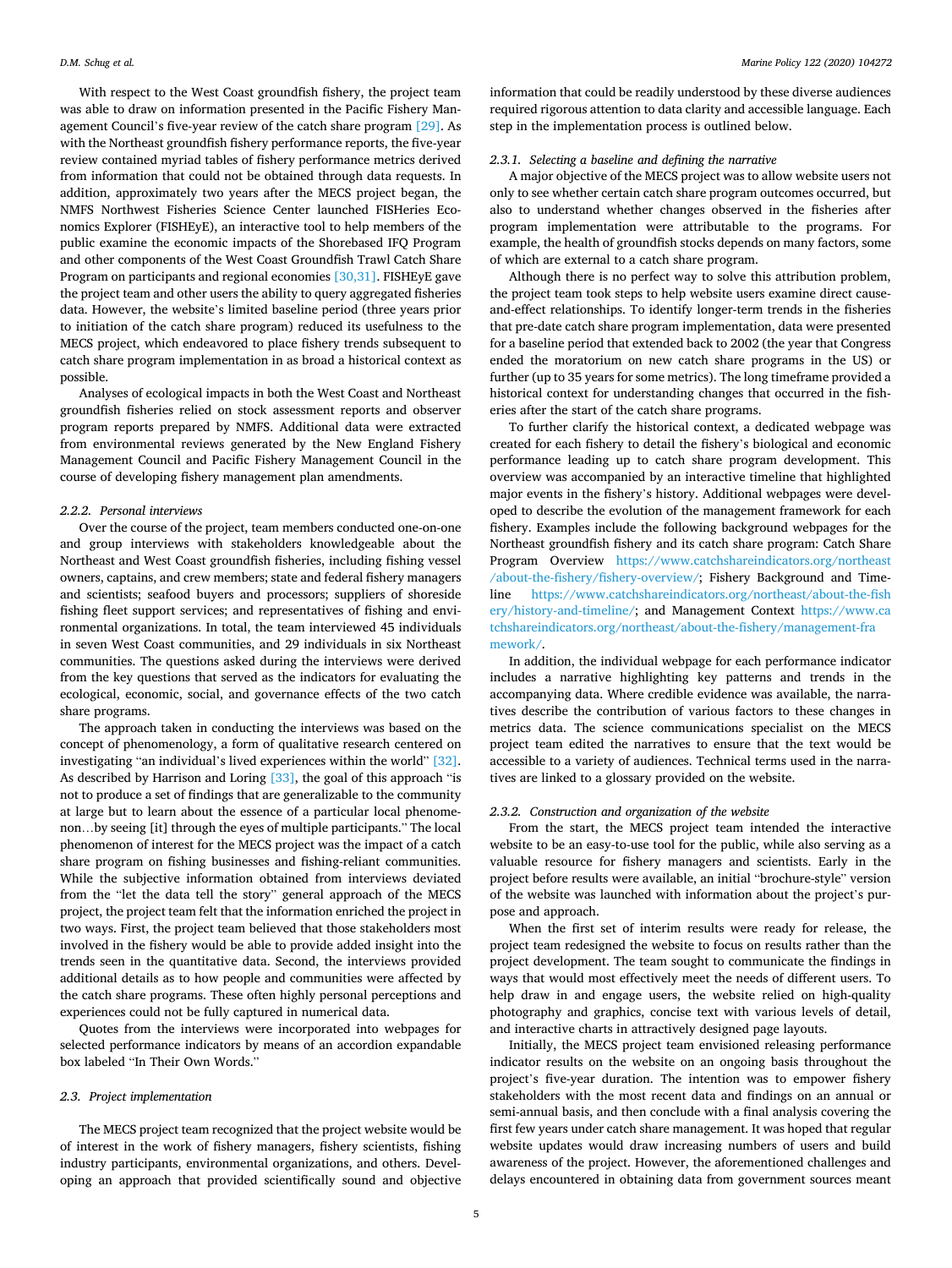With respect to the West Coast groundfish fishery, the project team was able to draw on information presented in the Pacific Fishery Management Council's five-year review of the catch share program [29]. As with the Northeast groundfish fishery performance reports, the five-year review contained myriad tables of fishery performance metrics derived from information that could not be obtained through data requests. In addition, approximately two years after the MECS project began, the NMFS Northwest Fisheries Science Center launched FISHeries Economics Explorer (FISHEyE), an interactive tool to help members of the public examine the economic impacts of the Shorebased IFQ Program and other components of the West Coast Groundfish Trawl Catch Share Program on participants and regional economies [30,31]. FISHEyE gave the project team and other users the ability to query aggregated fisheries data. However, the website's limited baseline period (three years prior to initiation of the catch share program) reduced its usefulness to the MECS project, which endeavored to place fishery trends subsequent to catch share program implementation in as broad a historical context as possible.

Analyses of ecological impacts in both the West Coast and Northeast groundfish fisheries relied on stock assessment reports and observer program reports prepared by NMFS. Additional data were extracted from environmental reviews generated by the New England Fishery Management Council and Pacific Fishery Management Council in the course of developing fishery management plan amendments.

#### 2.2.2. Personal interviews

Over the course of the project, team members conducted one-on-one and group interviews with stakeholders knowledgeable about the Northeast and West Coast groundfish fisheries, including fishing vessel owners, captains, and crew members; state and federal fishery managers and scientists; seafood buyers and processors; suppliers of shoreside fishing fleet support services; and representatives of fishing and environmental organizations. In total, the team interviewed 45 individuals in seven West Coast communities, and 29 individuals in six Northeast communities. The questions asked during the interviews were derived from the key questions that served as the indicators for evaluating the ecological, economic, social, and governance effects of the two catch share programs.

The approach taken in conducting the interviews was based on the concept of phenomenology, a form of qualitative research centered on investigating "an individual's lived experiences within the world" [32]. As described by Harrison and Loring [33], the goal of this approach "is not to produce a set of findings that are generalizable to the community at large but to learn about the essence of a particular local phenomenon…by seeing [it] through the eyes of multiple participants." The local phenomenon of interest for the MECS project was the impact of a catch share program on fishing businesses and fishing-reliant communities. While the subjective information obtained from interviews deviated from the "let the data tell the story" general approach of the MECS project, the project team felt that the information enriched the project in two ways. First, the project team believed that those stakeholders most involved in the fishery would be able to provide added insight into the trends seen in the quantitative data. Second, the interviews provided additional details as to how people and communities were affected by the catch share programs. These often highly personal perceptions and experiences could not be fully captured in numerical data.

Quotes from the interviews were incorporated into webpages for selected performance indicators by means of an accordion expandable box labeled "In Their Own Words."

### 2.3. Project implementation

The MECS project team recognized that the project website would be of interest in the work of fishery managers, fishery scientists, fishing industry participants, environmental organizations, and others. Developing an approach that provided scientifically sound and objective information that could be readily understood by these diverse audiences required rigorous attention to data clarity and accessible language. Each step in the implementation process is outlined below.

#### 2.3.1. Selecting a baseline and defining the narrative

A major objective of the MECS project was to allow website users not only to see whether certain catch share program outcomes occurred, but also to understand whether changes observed in the fisheries after program implementation were attributable to the programs. For example, the health of groundfish stocks depends on many factors, some of which are external to a catch share program.

Although there is no perfect way to solve this attribution problem, the project team took steps to help website users examine direct cause-and-effect relationships. To identify longer-term trends in the fisheries that pre-date catch share program implementation, data were presented for a baseline period that extended back to 2002 (the year that Congress ended the moratorium on new catch share programs in the US) or further (up to 35 years for some metrics). The long timeframe provided a historical context for understanding changes that occurred in the fisheries after the start of the catch share programs.

To further clarify the historical context, a dedicated webpage was created for each fishery to detail the fishery's biological and economic performance leading up to catch share program development. This overview was accompanied by an interactive timeline that highlighted major events in the fishery's history. Additional webpages were developed to describe the evolution of the management framework for each fishery. Examples include the following background webpages for the Northeast groundfish fishery and its catch share program: Catch Share Program Overview https://www.catchshareindicators.org/northeast/about-the-fishery/fishery-overview/; Fishery Background and Timeline https://www.catchshareindicators.org/northeast/about-the-fishery/history-and-timeline/; and Management Context https://www.catchshareindicators.org/northeast/about-the-fishery/management-framework/.

In addition, the individual webpage for each performance indicator includes a narrative highlighting key patterns and trends in the accompanying data. Where credible evidence was available, the narratives describe the contribution of various factors to these changes in metrics data. The science communications specialist on the MECS project team edited the narratives to ensure that the text would be accessible to a variety of audiences. Technical terms used in the narratives are linked to a glossary provided on the website.

#### 2.3.2. Construction and organization of the website

From the start, the MECS project team intended the interactive website to be an easy-to-use tool for the public, while also serving as a valuable resource for fishery managers and scientists. Early in the project before results were available, an initial "brochure-style" version of the website was launched with information about the project's purpose and approach.

When the first set of interim results were ready for release, the project team redesigned the website to focus on results rather than the project development. The team sought to communicate the findings in ways that would most effectively meet the needs of different users. To help draw in and engage users, the website relied on high-quality photography and graphics, concise text with various levels of detail, and interactive charts in attractively designed page layouts.

Initially, the MECS project team envisioned releasing performance indicator results on the website on an ongoing basis throughout the project's five-year duration. The intention was to empower fishery stakeholders with the most recent data and findings on an annual or semi-annual basis, and then conclude with a final analysis covering the first few years under catch share management. It was hoped that regular website updates would draw increasing numbers of users and build awareness of the project. However, the aforementioned challenges and delays encountered in obtaining data from government sources meant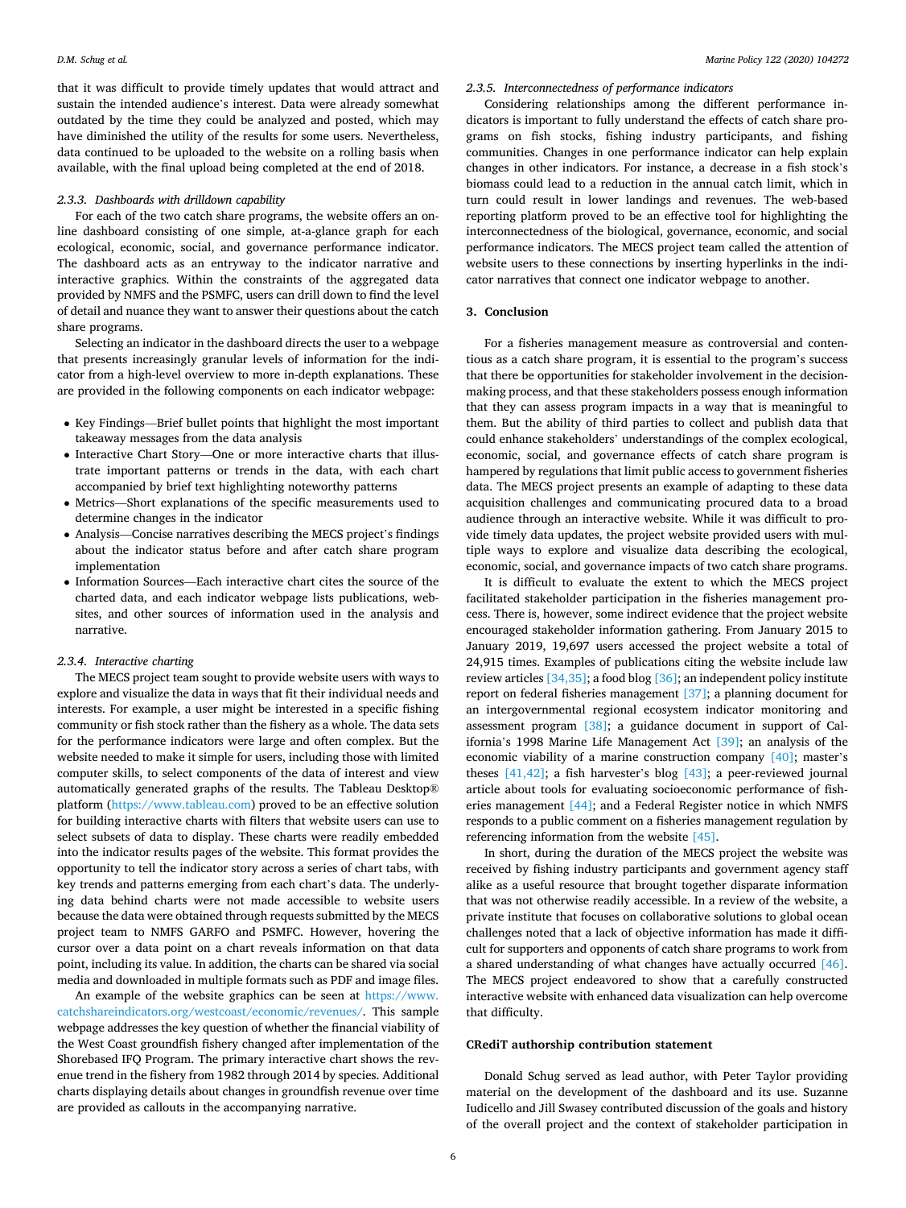that it was difficult to provide timely updates that would attract and sustain the intended audience's interest. Data were already somewhat outdated by the time they could be analyzed and posted, which may have diminished the utility of the results for some users. Nevertheless, data continued to be uploaded to the website on a rolling basis when available, with the final upload being completed at the end of 2018.

#### 2.3.3. Dashboards with drilldown capability

For each of the two catch share programs, the website offers an online dashboard consisting of one simple, at-a-glance graph for each ecological, economic, social, and governance performance indicator. The dashboard acts as an entryway to the indicator narrative and interactive graphics. Within the constraints of the aggregated data provided by NMFS and the PSMFC, users can drill down to find the level of detail and nuance they want to answer their questions about the catch share programs.

Selecting an indicator in the dashboard directs the user to a webpage that presents increasingly granular levels of information for the indicator from a high-level overview to more in-depth explanations. These are provided in the following components on each indicator webpage:

- Key Findings—Brief bullet points that highlight the most important takeaway messages from the data analysis
- Interactive Chart Story—One or more interactive charts that illustrate important patterns or trends in the data, with each chart accompanied by brief text highlighting noteworthy patterns
- Metrics—Short explanations of the specific measurements used to determine changes in the indicator
- Analysis—Concise narratives describing the MECS project's findings about the indicator status before and after catch share program implementation
- Information Sources—Each interactive chart cites the source of the charted data, and each indicator webpage lists publications, websites, and other sources of information used in the analysis and narrative.

#### 2.3.4. Interactive charting

The MECS project team sought to provide website users with ways to explore and visualize the data in ways that fit their individual needs and interests. For example, a user might be interested in a specific fishing community or fish stock rather than the fishery as a whole. The data sets for the performance indicators were large and often complex. But the website needed to make it simple for users, including those with limited computer skills, to select components of the data of interest and view automatically generated graphs of the results. The Tableau Desktop® platform (https://www.tableau.com) proved to be an effective solution for building interactive charts with filters that website users can use to select subsets of data to display. These charts were readily embedded into the indicator results pages of the website. This format provides the opportunity to tell the indicator story across a series of chart tabs, with key trends and patterns emerging from each chart's data. The underlying data behind charts were not made accessible to website users because the data were obtained through requests submitted by the MECS project team to NMFS GARFO and PSMFC. However, hovering the cursor over a data point on a chart reveals information on that data point, including its value. In addition, the charts can be shared via social media and downloaded in multiple formats such as PDF and image files.

An example of the website graphics can be seen at https://www.catchshareindicators.org/westcoast/economic/revenues/. This sample webpage addresses the key question of whether the financial viability of the West Coast groundfish fishery changed after implementation of the Shorebased IFQ Program. The primary interactive chart shows the revenue trend in the fishery from 1982 through 2014 by species. Additional charts displaying details about changes in groundfish revenue over time are provided as callouts in the accompanying narrative.

#### 2.3.5. Interconnectedness of performance indicators

Considering relationships among the different performance indicators is important to fully understand the effects of catch share programs on fish stocks, fishing industry participants, and fishing communities. Changes in one performance indicator can help explain changes in other indicators. For instance, a decrease in a fish stock's biomass could lead to a reduction in the annual catch limit, which in turn could result in lower landings and revenues. The web-based reporting platform proved to be an effective tool for highlighting the interconnectedness of the biological, governance, economic, and social performance indicators. The MECS project team called the attention of website users to these connections by inserting hyperlinks in the indicator narratives that connect one indicator webpage to another.

## 3. Conclusion

For a fisheries management measure as controversial and contentious as a catch share program, it is essential to the program's success that there be opportunities for stakeholder involvement in the decision-making process, and that these stakeholders possess enough information that they can assess program impacts in a way that is meaningful to them. But the ability of third parties to collect and publish data that could enhance stakeholders' understandings of the complex ecological, economic, social, and governance effects of catch share program is hampered by regulations that limit public access to government fisheries data. The MECS project presents an example of adapting to these data acquisition challenges and communicating procured data to a broad audience through an interactive website. While it was difficult to provide timely data updates, the project website provided users with multiple ways to explore and visualize data describing the ecological, economic, social, and governance impacts of two catch share programs.

It is difficult to evaluate the extent to which the MECS project facilitated stakeholder participation in the fisheries management process. There is, however, some indirect evidence that the project website encouraged stakeholder information gathering. From January 2015 to January 2019, 19,697 users accessed the project website a total of 24,915 times. Examples of publications citing the website include law review articles [34,35]; a food blog [36]; an independent policy institute report on federal fisheries management [37]; a planning document for an intergovernmental regional ecosystem indicator monitoring and assessment program [38]; a guidance document in support of California's 1998 Marine Life Management Act [39]; an analysis of the economic viability of a marine construction company [40]; master's theses [41,42]; a fish harvester's blog [43]; a peer-reviewed journal article about tools for evaluating socioeconomic performance of fisheries management [44]; and a Federal Register notice in which NMFS responds to a public comment on a fisheries management regulation by referencing information from the website [45].

In short, during the duration of the MECS project the website was received by fishing industry participants and government agency staff alike as a useful resource that brought together disparate information that was not otherwise readily accessible. In a review of the website, a private institute that focuses on collaborative solutions to global ocean challenges noted that a lack of objective information has made it difficult for supporters and opponents of catch share programs to work from a shared understanding of what changes have actually occurred [46]. The MECS project endeavored to show that a carefully constructed interactive website with enhanced data visualization can help overcome that difficulty.

## CRediT authorship contribution statement

Donald Schug served as lead author, with Peter Taylor providing material on the development of the dashboard and its use. Suzanne Iudicello and Jill Swasey contributed discussion of the goals and history of the overall project and the context of stakeholder participation in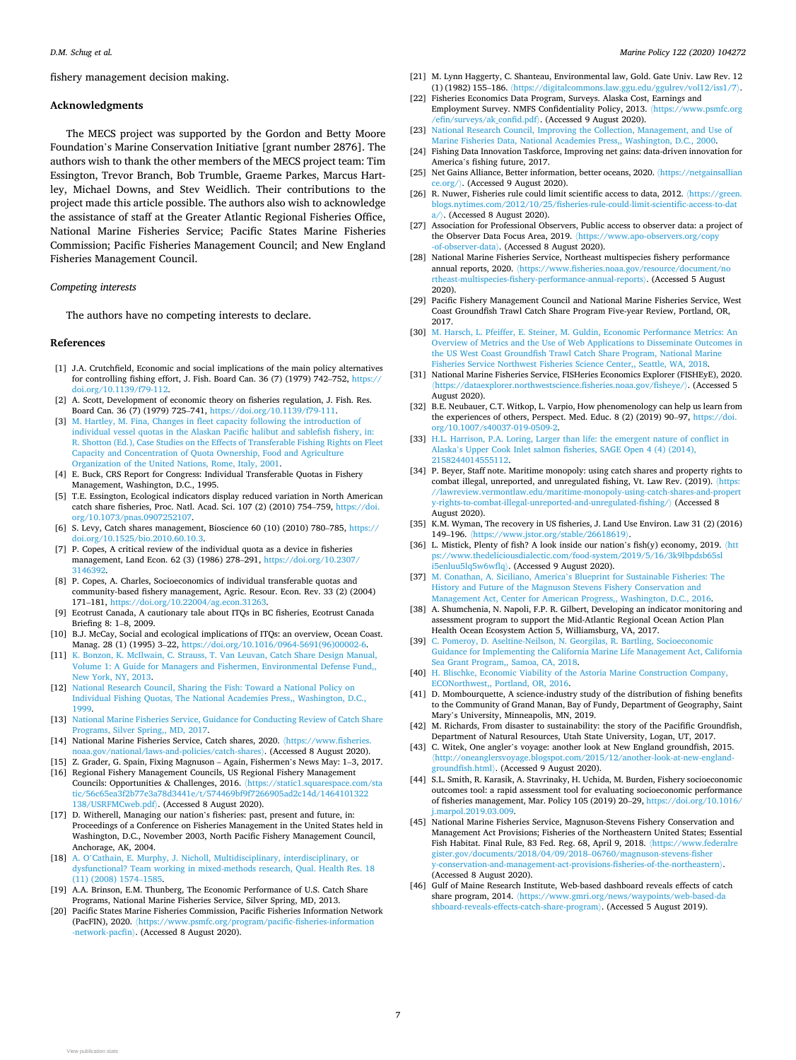fishery management decision making.

## Acknowledgments

The MECS project was supported by the Gordon and Betty Moore Foundation's Marine Conservation Initiative [grant number 2876]. The authors wish to thank the other members of the MECS project team: Tim Essington, Trevor Branch, Bob Trumble, Graeme Parkes, Marcus Hartley, Michael Downs, and Stev Weidlich. Their contributions to the project made this article possible. The authors also wish to acknowledge the assistance of staff at the Greater Atlantic Regional Fisheries Office, National Marine Fisheries Service; Pacific States Marine Fisheries Commission; Pacific Fisheries Management Council; and New England Fisheries Management Council.

### Competing interests

The authors have no competing interests to declare.

## References

[1] J.A. Crutchfield, Economic and social implications of the main policy alternatives for controlling fishing effort, J. Fish. Board Can. 36 (7) (1979) 742–752, https://doi.org/10.1139/f79-112.

[2] A. Scott, Development of economic theory on fisheries regulation, J. Fish. Res. Board Can. 36 (7) (1979) 725–741, https://doi.org/10.1139/f79-111.

[3] M. Hartley, M. Fina, Changes in fleet capacity following the introduction of individual vessel quotas in the Alaskan Pacific halibut and sablefish fishery, in: R. Shotton (Ed.), Case Studies on the Effects of Transferable Fishing Rights on Fleet Capacity and Concentration of Quota Ownership, Food and Agriculture Organization of the United Nations, Rome, Italy, 2001.

[4] E. Buck, CRS Report for Congress: Individual Transferable Quotas in Fishery Management, Washington, D.C., 1995.

[5] T.E. Essington, Ecological indicators display reduced variation in North American catch share fisheries, Proc. Natl. Acad. Sci. 107 (2) (2010) 754–759, https://doi.org/10.1073/pnas.0907252107.

[6] S. Levy, Catch shares management, Bioscience 60 (10) (2010) 780–785, https://doi.org/10.1525/bio.2010.60.10.3.

[7] P. Copes, A critical review of the individual quota as a device in fisheries management, Land Econ. 62 (3) (1986) 278–291, https://doi.org/10.2307/3146392.

[8] P. Copes, A. Charles, Socioeconomics of individual transferable quotas and community-based fishery management, Agric. Resour. Econ. Rev. 33 (2) (2004) 171–181, https://doi.org/10.22004/ag.econ.31263.

[9] Ecotrust Canada, A cautionary tale about ITQs in BC fisheries, Ecotrust Canada Briefing 8: 1–8, 2009.

[10] B.J. McCay, Social and ecological implications of ITQs: an overview, Ocean Coast. Manag. 28 (1) (1995) 3–22, https://doi.org/10.1016/0964-5691(96)00002-6.

[11] K. Bonzon, K. McIlwain, C. Strauss, T. Van Leuvan, Catch Share Design Manual, Volume 1: A Guide for Managers and Fishermen, Environmental Defense Fund,, New York, NY, 2013.

[12] National Research Council, Sharing the Fish: Toward a National Policy on Individual Fishing Quotas, The National Academies Press,, Washington, D.C., 1999.

[13] National Marine Fisheries Service, Guidance for Conducting Review of Catch Share Programs, Silver Spring,, MD, 2017.

[14] National Marine Fisheries Service, Catch shares, 2020. ⟨https://www.fisheries.noaa.gov/national/laws-and-policies/catch-shares⟩. (Accessed 8 August 2020).

[15] Z. Grader, G. Spain, Fixing Magnuson – Again, Fishermen's News May: 1–3, 2017.

[16] Regional Fishery Management Councils, US Regional Fishery Management Councils: Opportunities & Challenges, 2016. ⟨https://static1.squarespace.com/static/56c65ea3f2b77e3a78d3441e/t/574469bf9f7266905ad2c14d/1464101322138/USRFMCweb.pdf⟩. (Accessed 8 August 2020).

[17] D. Witherell, Managing our nation's fisheries: past, present and future, in: Proceedings of a Conference on Fisheries Management in the United States held in Washington, D.C., November 2003, North Pacific Fishery Management Council, Anchorage, AK, 2004.

[18] A. O'Cathain, E. Murphy, J. Nicholl, Multidisciplinary, interdisciplinary, or dysfunctional? Team working in mixed-methods research, Qual. Health Res. 18 (11) (2008) 1574–1585.

[19] A.A. Brinson, E.M. Thunberg, The Economic Performance of U.S. Catch Share Programs, National Marine Fisheries Service, Silver Spring, MD, 2013.

[20] Pacific States Marine Fisheries Commission, Pacific Fisheries Information Network (PacFIN), 2020. ⟨https://www.psmfc.org/program/pacific-fisheries-information-network-pacfin⟩. (Accessed 8 August 2020).

[21] M. Lynn Haggerty, C. Shanteau, Environmental law, Gold. Gate Univ. Law Rev. 12 (1) (1982) 155–186. ⟨https://digitalcommons.law.ggu.edu/ggulrev/vol12/iss1/7⟩.

[22] Fisheries Economics Data Program, Surveys. Alaska Cost, Earnings and Employment Survey. NMFS Confidentiality Policy, 2013. ⟨https://www.psmfc.org/efin/surveys/ak_confid.pdf⟩. (Accessed 9 August 2020).

[23] National Research Council, Improving the Collection, Management, and Use of Marine Fisheries Data, National Academies Press,, Washington, D.C., 2000.

[24] Fishing Data Innovation Taskforce, Improving net gains: data-driven innovation for America's fishing future, 2017.

[25] Net Gains Alliance, Better information, better oceans, 2020. ⟨https://netgainsalliance.org/⟩. (Accessed 9 August 2020).

[26] R. Nuwer, Fisheries rule could limit scientific access to data, 2012. ⟨https://green.blogs.nytimes.com/2012/10/25/fisheries-rule-could-limit-scientific-access-to-data/⟩. (Accessed 8 August 2020).

[27] Association for Professional Observers, Public access to observer data: a project of the Observer Data Focus Area, 2019. ⟨https://www.apo-observers.org/copy-of-observer-data⟩. (Accessed 8 August 2020).

[28] National Marine Fisheries Service, Northeast multispecies fishery performance annual reports, 2020. ⟨https://www.fisheries.noaa.gov/resource/document/northeast-multispecies-fishery-performance-annual-reports⟩. (Accessed 5 August 2020).

[29] Pacific Fishery Management Council and National Marine Fisheries Service, West Coast Groundfish Trawl Catch Share Program Five-year Review, Portland, OR, 2017.

[30] M. Harsch, L. Pfeiffer, E. Steiner, M. Guldin, Economic Performance Metrics: An Overview of Metrics and the Use of Web Applications to Disseminate Outcomes in the US West Coast Groundfish Trawl Catch Share Program, National Marine Fisheries Service Northwest Fisheries Science Center,, Seattle, WA, 2018.

[31] National Marine Fisheries Service, FISHeries Economics Explorer (FISHEyE), 2020. ⟨https://dataexplorer.northwestscience.fisheries.noaa.gov/fisheye/⟩. (Accessed 5 August 2020).

[32] B.E. Neubauer, C.T. Witkop, L. Varpio, How phenomenology can help us learn from the experiences of others, Perspect. Med. Educ. 8 (2) (2019) 90–97, https://doi.org/10.1007/s40037-019-0509-2.

[33] H.L. Harrison, P.A. Loring, Larger than life: the emergent nature of conflict in Alaska's Upper Cook Inlet salmon fisheries, SAGE Open 4 (4) (2014), 2158244014555112.

[34] P. Beyer, Staff note. Maritime monopoly: using catch shares and property rights to combat illegal, unreported, and unregulated fishing, Vt. Law Rev. (2019). ⟨https://lawreview.vermontlaw.edu/maritime-monopoly-using-catch-shares-and-property-rights-to-combat-illegal-unreported-and-unregulated-fishing/⟩ (Accessed 8 August 2020).

[35] K.M. Wyman, The recovery in US fisheries, J. Land Use Environ. Law 31 (2) (2016) 149–196. ⟨https://www.jstor.org/stable/26618619⟩.

[36] L. Mistick, Plenty of fish? A look inside our nation's fish(y) economy, 2019. ⟨https://www.thedeliciousdialectic.com/food-system/2019/5/16/3k9lbpdsb65sli5enluu5lq5w6wflq⟩. (Accessed 9 August 2020).

[37] M. Conathan, A. Siciliano, America's Blueprint for Sustainable Fisheries: The History and Future of the Magnuson Stevens Fishery Conservation and Management Act, Center for American Progress,, Washington, D.C., 2016.

[38] A. Shumchenia, N. Napoli, F.P. R. Gilbert, Developing an indicator monitoring and assessment program to support the Mid-Atlantic Regional Ocean Action Plan Health Ocean Ecosystem Action 5, Williamsburg, VA, 2017.

[39] C. Pomeroy, D. Aseltine-Neilson, N. Georgilas, R. Bartling, Socioeconomic Guidance for Implementing the California Marine Life Management Act, California Sea Grant Program,, Samoa, CA, 2018.

[40] H. Blischke, Economic Viability of the Astoria Marine Construction Company, ECONorthwest,, Portland, OR, 2016.

[41] D. Mombourquette, A science-industry study of the distribution of fishing benefits to the Community of Grand Manan, Bay of Fundy, Department of Geography, Saint Mary's University, Minneapolis, MN, 2019.

[42] M. Richards, From disaster to sustainability: the story of the Pacific Groundfish, Department of Natural Resources, Utah State University, Logan, UT, 2017.

[43] C. Witek, One angler's voyage: another look at New England groundfish, 2015. ⟨http://oneanglersvoyage.blogspot.com/2015/12/another-look-at-new-england-groundfish.html⟩. (Accessed 9 August 2020).

[44] S.L. Smith, R. Karasik, A. Stavrinaky, H. Uchida, M. Burden, Fishery socioeconomic outcomes tool: a rapid assessment tool for evaluating socioeconomic performance of fisheries management, Mar. Policy 105 (2019) 20–29, https://doi.org/10.1016/j.marpol.2019.03.009.

[45] National Marine Fisheries Service, Magnuson-Stevens Fishery Conservation and Management Act Provisions; Fisheries of the Northeastern United States; Essential Fish Habitat. Final Rule, 83 Fed. Reg. 68, April 9, 2018. ⟨https://www.federalregister.gov/documents/2018/04/09/2018–06760/magnuson-stevens-fishery-conservation-and-management-act-provisions-fisheries-of-the-northeastern⟩. (Accessed 8 August 2020).

[46] Gulf of Maine Research Institute, Web-based dashboard reveals effects of catch share program, 2014. ⟨https://www.gmri.org/news/waypoints/web-based-dashboard-reveals-effects-catch-share-program⟩. (Accessed 5 August 2019).